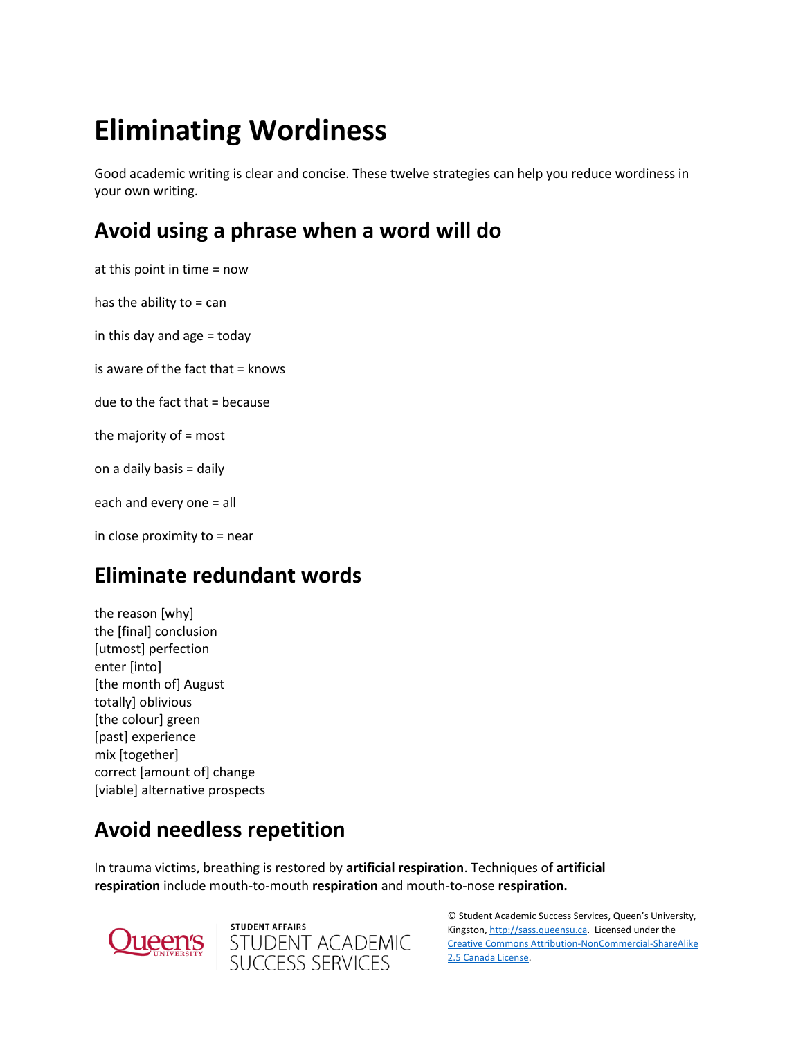# Eliminating Wordiness

Good academic writing is clear and concise. These twelve strategies can help you reduce wordiness in your own writing.

## Avoid using a phrase when a word will do

at this point in time = now

has the ability to = can

in this day and age = today

is aware of the fact that = knows

due to the fact that = because

the majority of = most

on a daily basis = daily

each and every one = all

in close proximity to = near

## Eliminate redundant words

the reason [why]
the [final] conclusion
[utmost] perfection
enter [into]
[the month of] August
totally] oblivious
[the colour] green
[past] experience
mix [together]
correct [amount of] change
[viable] alternative prospects

## Avoid needless repetition

In trauma victims, breathing is restored by **artificial respiration**. Techniques of **artificial respiration** include mouth-to-mouth **respiration** and mouth-to-nose **respiration.**

© Student Academic Success Services, Queen's University, Kingston, http://sass.queensu.ca. Licensed under the Creative Commons Attribution-NonCommercial-ShareAlike 2.5 Canada License.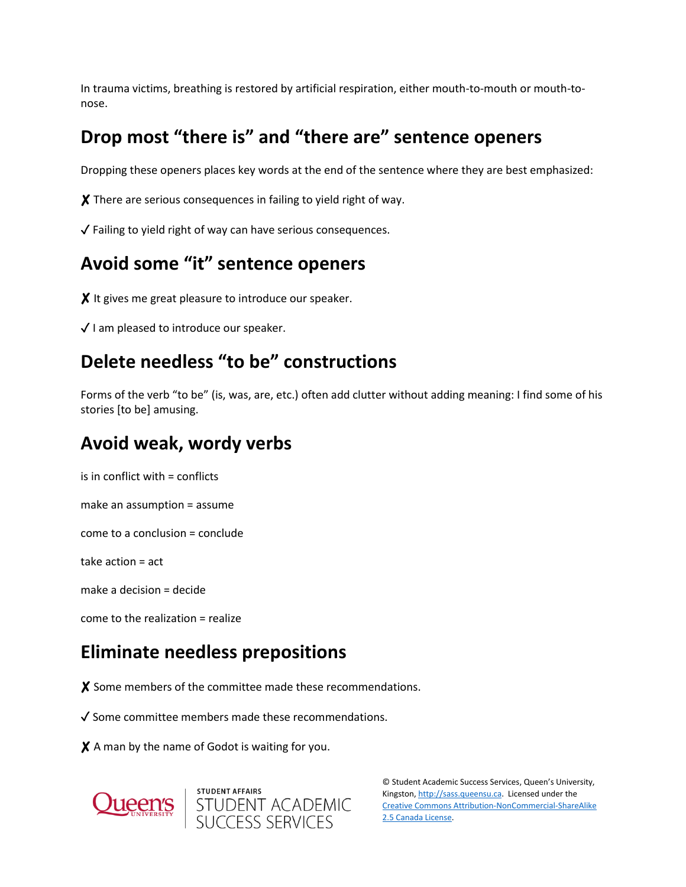In trauma victims, breathing is restored by artificial respiration, either mouth-to-mouth or mouth-to-nose.

## Drop most "there is" and "there are" sentence openers

Dropping these openers places key words at the end of the sentence where they are best emphasized:

✗ There are serious consequences in failing to yield right of way.

✓ Failing to yield right of way can have serious consequences.

## Avoid some "it" sentence openers

✗ It gives me great pleasure to introduce our speaker.

✓ I am pleased to introduce our speaker.

## Delete needless "to be" constructions

Forms of the verb "to be" (is, was, are, etc.) often add clutter without adding meaning: I find some of his stories [to be] amusing.

## Avoid weak, wordy verbs

is in conflict with = conflicts

make an assumption = assume

come to a conclusion = conclude

take action = act

make a decision = decide

come to the realization = realize

## Eliminate needless prepositions

✗ Some members of the committee made these recommendations.

✓ Some committee members made these recommendations.

✗ A man by the name of Godot is waiting for you.

© Student Academic Success Services, Queen's University, Kingston, http://sass.queensu.ca. Licensed under the Creative Commons Attribution-NonCommercial-ShareAlike 2.5 Canada License.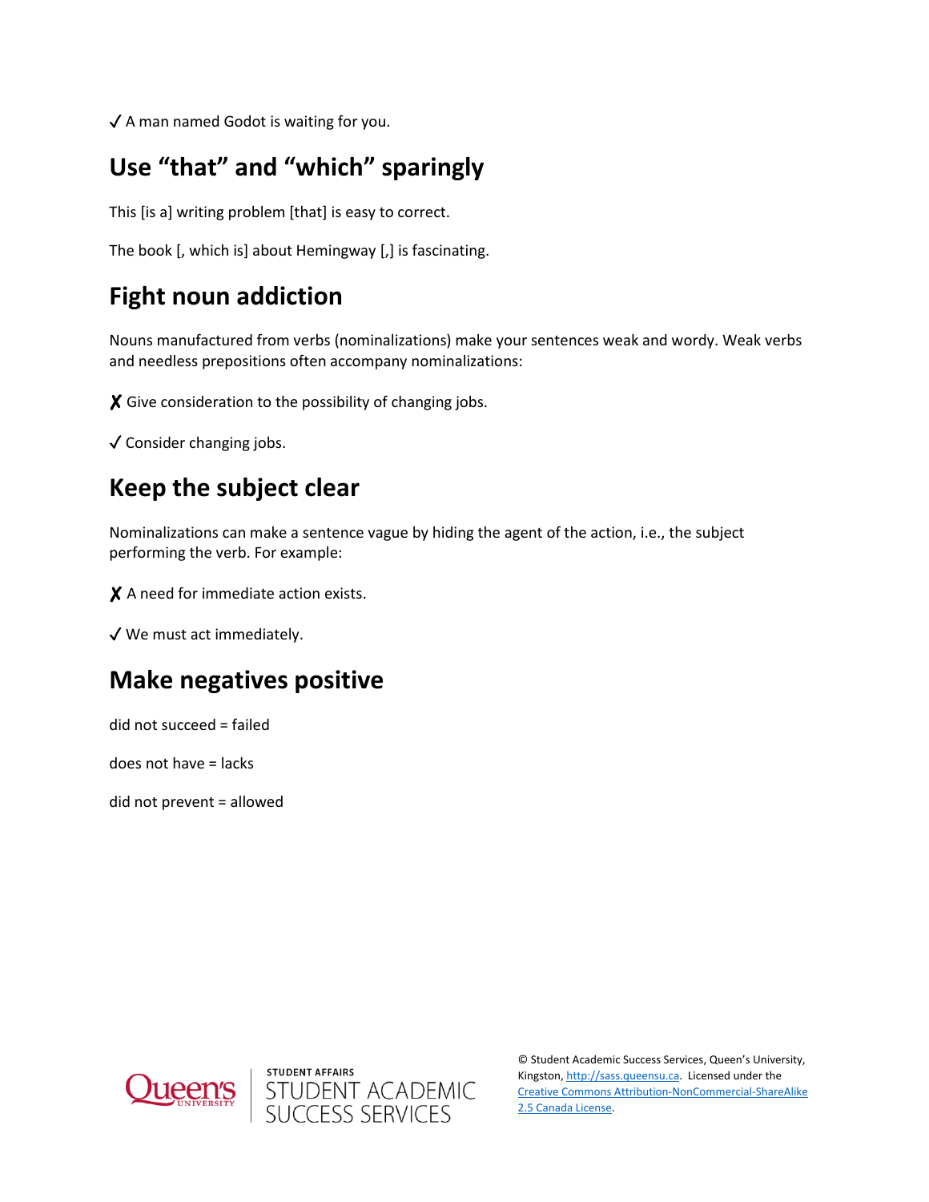✓ A man named Godot is waiting for you.

## Use "that" and "which" sparingly

This [is a] writing problem [that] is easy to correct.

The book [, which is] about Hemingway [,] is fascinating.

## Fight noun addiction

Nouns manufactured from verbs (nominalizations) make your sentences weak and wordy. Weak verbs and needless prepositions often accompany nominalizations:

✗ Give consideration to the possibility of changing jobs.

✓ Consider changing jobs.

## Keep the subject clear

Nominalizations can make a sentence vague by hiding the agent of the action, i.e., the subject performing the verb. For example:

✗ A need for immediate action exists.

✓ We must act immediately.

## Make negatives positive

did not succeed = failed

does not have = lacks

did not prevent = allowed

© Student Academic Success Services, Queen's University, Kingston, http://sass.queensu.ca. Licensed under the Creative Commons Attribution-NonCommercial-ShareAlike 2.5 Canada License.